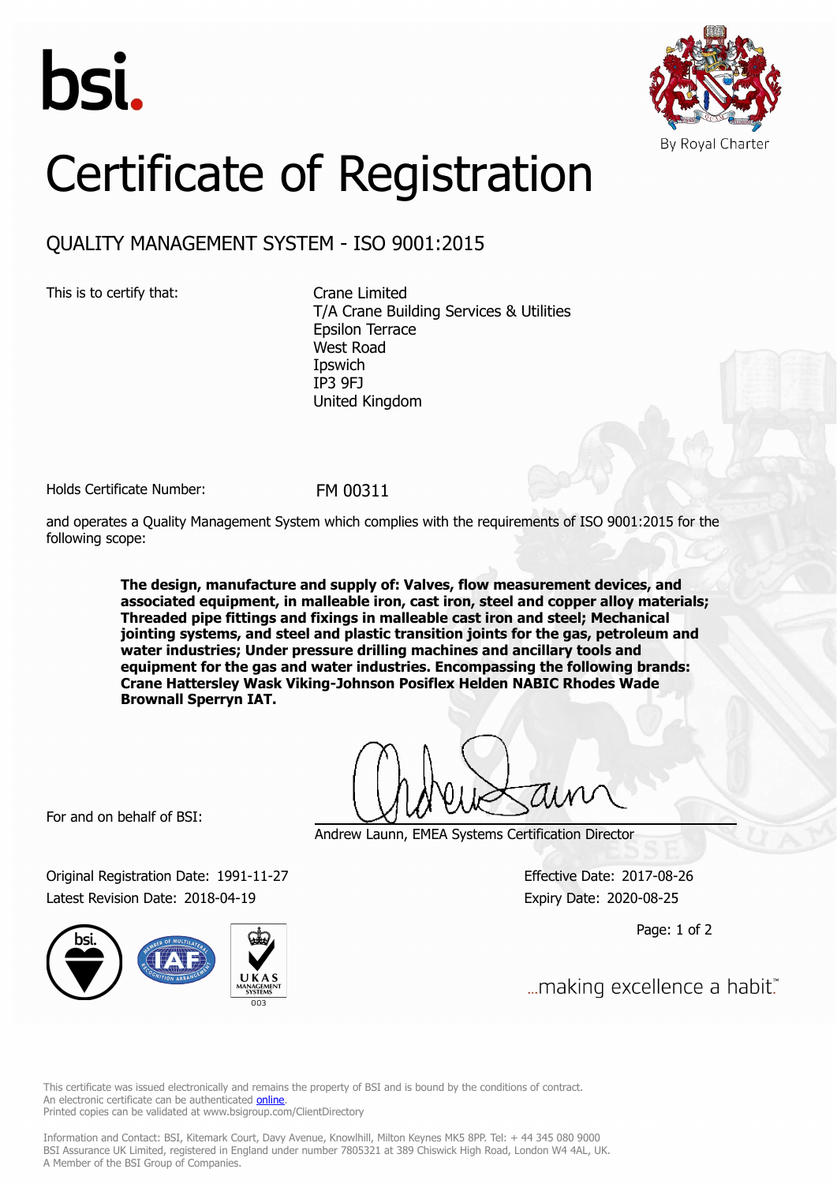bsi.

By Royal Charter

# Certificate of Registration

## QUALITY MANAGEMENT SYSTEM - ISO 9001:2015

This is to certify that:

Crane Limited
T/A Crane Building Services & Utilities
Epsilon Terrace
West Road
Ipswich
IP3 9FJ
United Kingdom

Holds Certificate Number: FM 00311

and operates a Quality Management System which complies with the requirements of ISO 9001:2015 for the following scope:

**The design, manufacture and supply of: Valves, flow measurement devices, and associated equipment, in malleable iron, cast iron, steel and copper alloy materials; Threaded pipe fittings and fixings in malleable cast iron and steel; Mechanical jointing systems, and steel and plastic transition joints for the gas, petroleum and water industries; Under pressure drilling machines and ancillary tools and equipment for the gas and water industries. Encompassing the following brands: Crane Hattersley Wask Viking-Johnson Posiflex Helden NABIC Rhodes Wade Brownall Sperryn IAT.**

For and on behalf of BSI:

Andrew Launn, EMEA Systems Certification Director

Original Registration Date: 1991-11-27
Latest Revision Date: 2018-04-19

Effective Date: 2017-08-26
Expiry Date: 2020-08-25

...making excellence a habit.™

This certificate was issued electronically and remains the property of BSI and is bound by the conditions of contract.
An electronic certificate can be authenticated online.
Printed copies can be validated at www.bsigroup.com/ClientDirectory

Information and Contact: BSI, Kitemark Court, Davy Avenue, Knowlhill, Milton Keynes MK5 8PP. Tel: + 44 345 080 9000
BSI Assurance UK Limited, registered in England under number 7805321 at 389 Chiswick High Road, London W4 4AL, UK.
A Member of the BSI Group of Companies.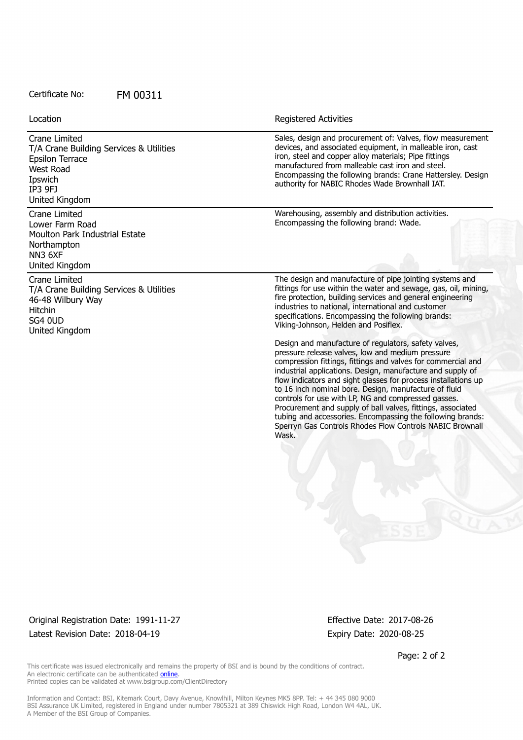Certificate No: FM 00311

| Location | Registered Activities |
|---|---|
| Crane Limited<br>T/A Crane Building Services & Utilities<br>Epsilon Terrace<br>West Road<br>Ipswich<br>IP3 9FJ<br>United Kingdom | Sales, design and procurement of: Valves, flow measurement devices, and associated equipment, in malleable iron, cast iron, steel and copper alloy materials; Pipe fittings manufactured from malleable cast iron and steel. Encompassing the following brands: Crane Hattersley. Design authority for NABIC Rhodes Wade Brownhall IAT. |
| Crane Limited<br>Lower Farm Road<br>Moulton Park Industrial Estate<br>Northampton<br>NN3 6XF<br>United Kingdom | Warehousing, assembly and distribution activities. Encompassing the following brand: Wade. |
| Crane Limited<br>T/A Crane Building Services & Utilities<br>46-48 Wilbury Way<br>Hitchin<br>SG4 0UD<br>United Kingdom | The design and manufacture of pipe jointing systems and fittings for use within the water and sewage, gas, oil, mining, fire protection, building services and general engineering industries to national, international and customer specifications. Encompassing the following brands: Viking-Johnson, Helden and Posiflex.<br><br>Design and manufacture of regulators, safety valves, pressure release valves, low and medium pressure compression fittings, fittings and valves for commercial and industrial applications. Design, manufacture and supply of flow indicators and sight glasses for process installations up to 16 inch nominal bore. Design, manufacture of fluid controls for use with LP, NG and compressed gasses. Procurement and supply of ball valves, fittings, associated tubing and accessories. Encompassing the following brands: Sperryn Gas Controls Rhodes Flow Controls NABIC Brownall Wask. |

Original Registration Date: 1991-11-27
Latest Revision Date: 2018-04-19

Effective Date: 2017-08-26
Expiry Date: 2020-08-25

This certificate was issued electronically and remains the property of BSI and is bound by the conditions of contract.
An electronic certificate can be authenticated online.
Printed copies can be validated at www.bsigroup.com/ClientDirectory

Information and Contact: BSI, Kitemark Court, Davy Avenue, Knowlhill, Milton Keynes MK5 8PP. Tel: + 44 345 080 9000
BSI Assurance UK Limited, registered in England under number 7805321 at 389 Chiswick High Road, London W4 4AL, UK.
A Member of the BSI Group of Companies.